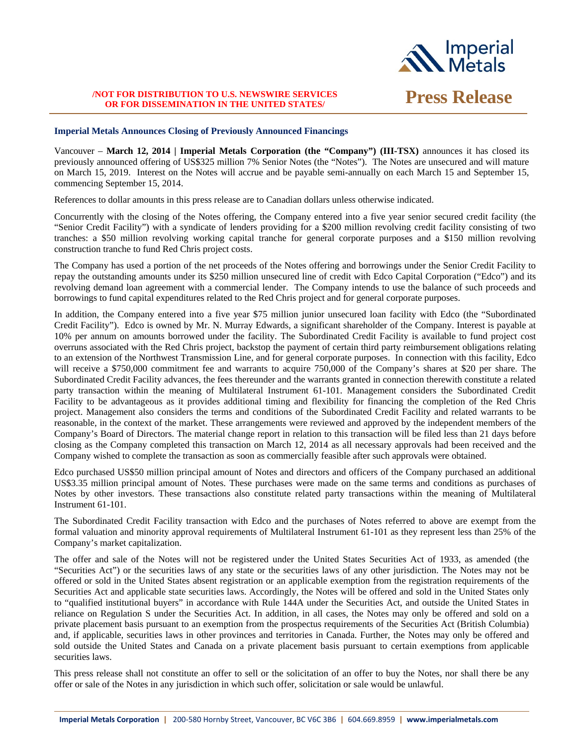**/NOT FOR DISTRIBUTION TO U.S. NEWSWIRE SERVICES OR FOR DISSEMINATION IN THE UNITED STATES/**

# Press Release

## Imperial Metals Announces Closing of Previously Announced Financings

Vancouver – **March 12, 2014 | Imperial Metals Corporation (the "Company") (III-TSX)** announces it has closed its previously announced offering of US$325 million 7% Senior Notes (the "Notes"). The Notes are unsecured and will mature on March 15, 2019. Interest on the Notes will accrue and be payable semi-annually on each March 15 and September 15, commencing September 15, 2014.

References to dollar amounts in this press release are to Canadian dollars unless otherwise indicated.

Concurrently with the closing of the Notes offering, the Company entered into a five year senior secured credit facility (the "Senior Credit Facility") with a syndicate of lenders providing for a $200 million revolving credit facility consisting of two tranches: a $50 million revolving working capital tranche for general corporate purposes and a $150 million revolving construction tranche to fund Red Chris project costs.

The Company has used a portion of the net proceeds of the Notes offering and borrowings under the Senior Credit Facility to repay the outstanding amounts under its $250 million unsecured line of credit with Edco Capital Corporation ("Edco") and its revolving demand loan agreement with a commercial lender. The Company intends to use the balance of such proceeds and borrowings to fund capital expenditures related to the Red Chris project and for general corporate purposes.

In addition, the Company entered into a five year $75 million junior unsecured loan facility with Edco (the "Subordinated Credit Facility"). Edco is owned by Mr. N. Murray Edwards, a significant shareholder of the Company. Interest is payable at 10% per annum on amounts borrowed under the facility. The Subordinated Credit Facility is available to fund project cost overruns associated with the Red Chris project, backstop the payment of certain third party reimbursement obligations relating to an extension of the Northwest Transmission Line, and for general corporate purposes. In connection with this facility, Edco will receive a $750,000 commitment fee and warrants to acquire 750,000 of the Company's shares at $20 per share. The Subordinated Credit Facility advances, the fees thereunder and the warrants granted in connection therewith constitute a related party transaction within the meaning of Multilateral Instrument 61-101. Management considers the Subordinated Credit Facility to be advantageous as it provides additional timing and flexibility for financing the completion of the Red Chris project. Management also considers the terms and conditions of the Subordinated Credit Facility and related warrants to be reasonable, in the context of the market. These arrangements were reviewed and approved by the independent members of the Company's Board of Directors. The material change report in relation to this transaction will be filed less than 21 days before closing as the Company completed this transaction on March 12, 2014 as all necessary approvals had been received and the Company wished to complete the transaction as soon as commercially feasible after such approvals were obtained.

Edco purchased US$50 million principal amount of Notes and directors and officers of the Company purchased an additional US$3.35 million principal amount of Notes. These purchases were made on the same terms and conditions as purchases of Notes by other investors. These transactions also constitute related party transactions within the meaning of Multilateral Instrument 61-101.

The Subordinated Credit Facility transaction with Edco and the purchases of Notes referred to above are exempt from the formal valuation and minority approval requirements of Multilateral Instrument 61-101 as they represent less than 25% of the Company's market capitalization.

The offer and sale of the Notes will not be registered under the United States Securities Act of 1933, as amended (the "Securities Act") or the securities laws of any state or the securities laws of any other jurisdiction. The Notes may not be offered or sold in the United States absent registration or an applicable exemption from the registration requirements of the Securities Act and applicable state securities laws. Accordingly, the Notes will be offered and sold in the United States only to "qualified institutional buyers" in accordance with Rule 144A under the Securities Act, and outside the United States in reliance on Regulation S under the Securities Act. In addition, in all cases, the Notes may only be offered and sold on a private placement basis pursuant to an exemption from the prospectus requirements of the Securities Act (British Columbia) and, if applicable, securities laws in other provinces and territories in Canada. Further, the Notes may only be offered and sold outside the United States and Canada on a private placement basis pursuant to certain exemptions from applicable securities laws.

This press release shall not constitute an offer to sell or the solicitation of an offer to buy the Notes, nor shall there be any offer or sale of the Notes in any jurisdiction in which such offer, solicitation or sale would be unlawful.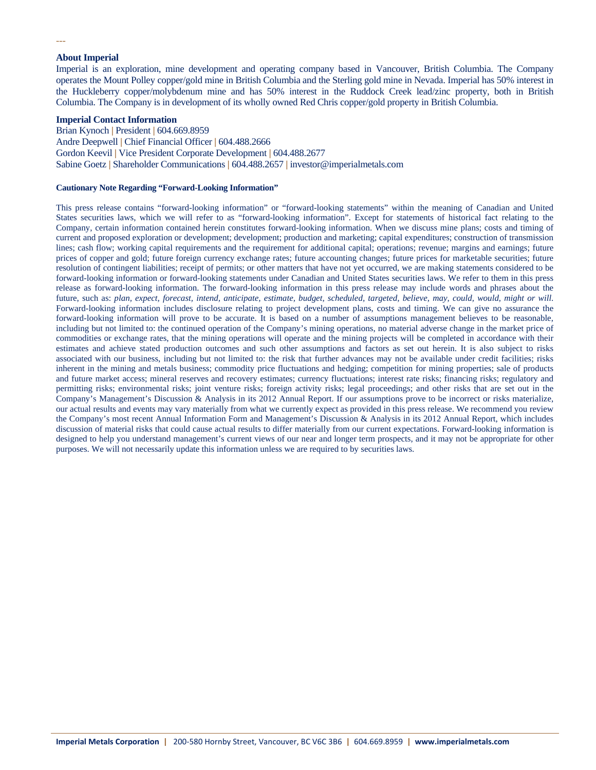---

**About Imperial**

Imperial is an exploration, mine development and operating company based in Vancouver, British Columbia. The Company operates the Mount Polley copper/gold mine in British Columbia and the Sterling gold mine in Nevada. Imperial has 50% interest in the Huckleberry copper/molybdenum mine and has 50% interest in the Ruddock Creek lead/zinc property, both in British Columbia. The Company is in development of its wholly owned Red Chris copper/gold property in British Columbia.

**Imperial Contact Information**

Brian Kynoch | President | 604.669.8959
Andre Deepwell | Chief Financial Officer | 604.488.2666
Gordon Keevil | Vice President Corporate Development | 604.488.2677
Sabine Goetz | Shareholder Communications | 604.488.2657 | investor@imperialmetals.com

**Cautionary Note Regarding "Forward-Looking Information"**

This press release contains "forward-looking information" or "forward-looking statements" within the meaning of Canadian and United States securities laws, which we will refer to as "forward-looking information". Except for statements of historical fact relating to the Company, certain information contained herein constitutes forward-looking information. When we discuss mine plans; costs and timing of current and proposed exploration or development; development; production and marketing; capital expenditures; construction of transmission lines; cash flow; working capital requirements and the requirement for additional capital; operations; revenue; margins and earnings; future prices of copper and gold; future foreign currency exchange rates; future accounting changes; future prices for marketable securities; future resolution of contingent liabilities; receipt of permits; or other matters that have not yet occurred, we are making statements considered to be forward-looking information or forward-looking statements under Canadian and United States securities laws. We refer to them in this press release as forward-looking information. The forward-looking information in this press release may include words and phrases about the future, such as: *plan, expect, forecast, intend, anticipate, estimate, budget, scheduled, targeted, believe, may, could, would, might or will*. Forward-looking information includes disclosure relating to project development plans, costs and timing. We can give no assurance the forward-looking information will prove to be accurate. It is based on a number of assumptions management believes to be reasonable, including but not limited to: the continued operation of the Company's mining operations, no material adverse change in the market price of commodities or exchange rates, that the mining operations will operate and the mining projects will be completed in accordance with their estimates and achieve stated production outcomes and such other assumptions and factors as set out herein. It is also subject to risks associated with our business, including but not limited to: the risk that further advances may not be available under credit facilities; risks inherent in the mining and metals business; commodity price fluctuations and hedging; competition for mining properties; sale of products and future market access; mineral reserves and recovery estimates; currency fluctuations; interest rate risks; financing risks; regulatory and permitting risks; environmental risks; joint venture risks; foreign activity risks; legal proceedings; and other risks that are set out in the Company's Management's Discussion & Analysis in its 2012 Annual Report. If our assumptions prove to be incorrect or risks materialize, our actual results and events may vary materially from what we currently expect as provided in this press release. We recommend you review the Company's most recent Annual Information Form and Management's Discussion & Analysis in its 2012 Annual Report, which includes discussion of material risks that could cause actual results to differ materially from our current expectations. Forward-looking information is designed to help you understand management's current views of our near and longer term prospects, and it may not be appropriate for other purposes. We will not necessarily update this information unless we are required to by securities laws.